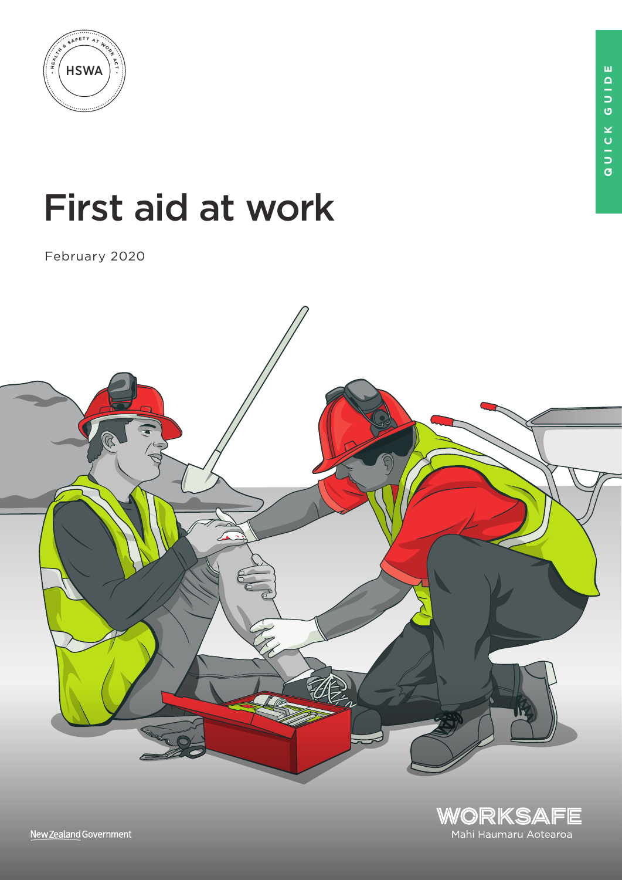QUICK GUIDE

# First aid at work

February 2020

New Zealand Government

WORKSAFE
Mahi Haumaru Aotearoa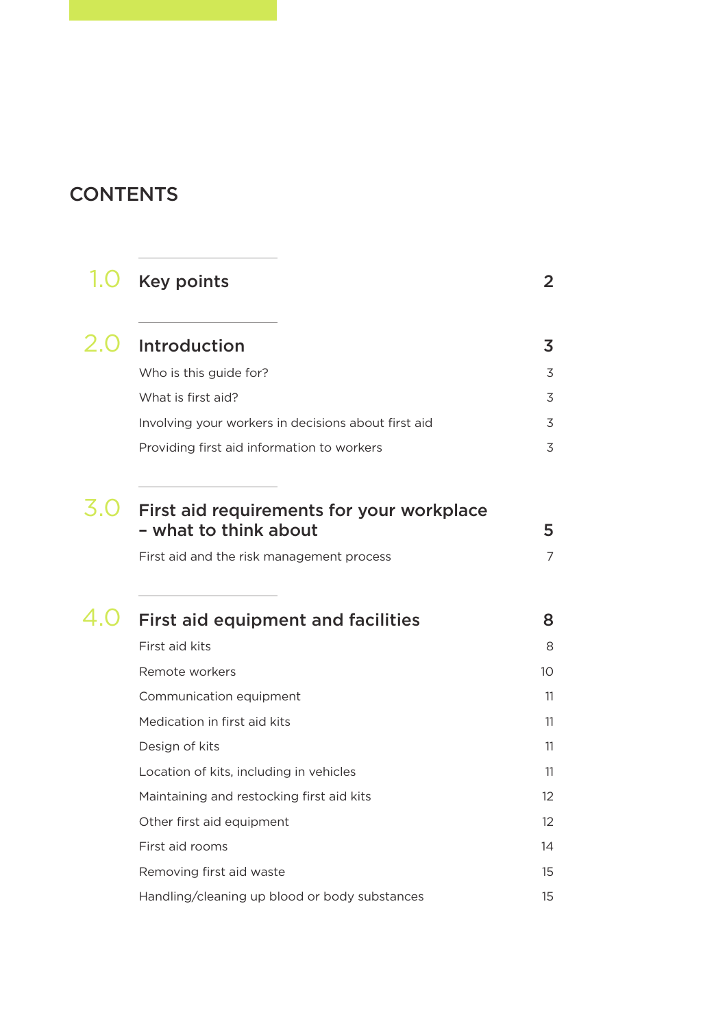# CONTENTS

| | | |
|---|---|---|
| **1.0** | **Key points** | **2** |
| **2.0** | **Introduction** | **3** |
| | Who is this guide for? | 3 |
| | What is first aid? | 3 |
| | Involving your workers in decisions about first aid | 3 |
| | Providing first aid information to workers | 3 |
| **3.0** | **First aid requirements for your workplace – what to think about** | **5** |
| | First aid and the risk management process | 7 |
| **4.0** | **First aid equipment and facilities** | **8** |
| | First aid kits | 8 |
| | Remote workers | 10 |
| | Communication equipment | 11 |
| | Medication in first aid kits | 11 |
| | Design of kits | 11 |
| | Location of kits, including in vehicles | 11 |
| | Maintaining and restocking first aid kits | 12 |
| | Other first aid equipment | 12 |
| | First aid rooms | 14 |
| | Removing first aid waste | 15 |
| | Handling/cleaning up blood or body substances | 15 |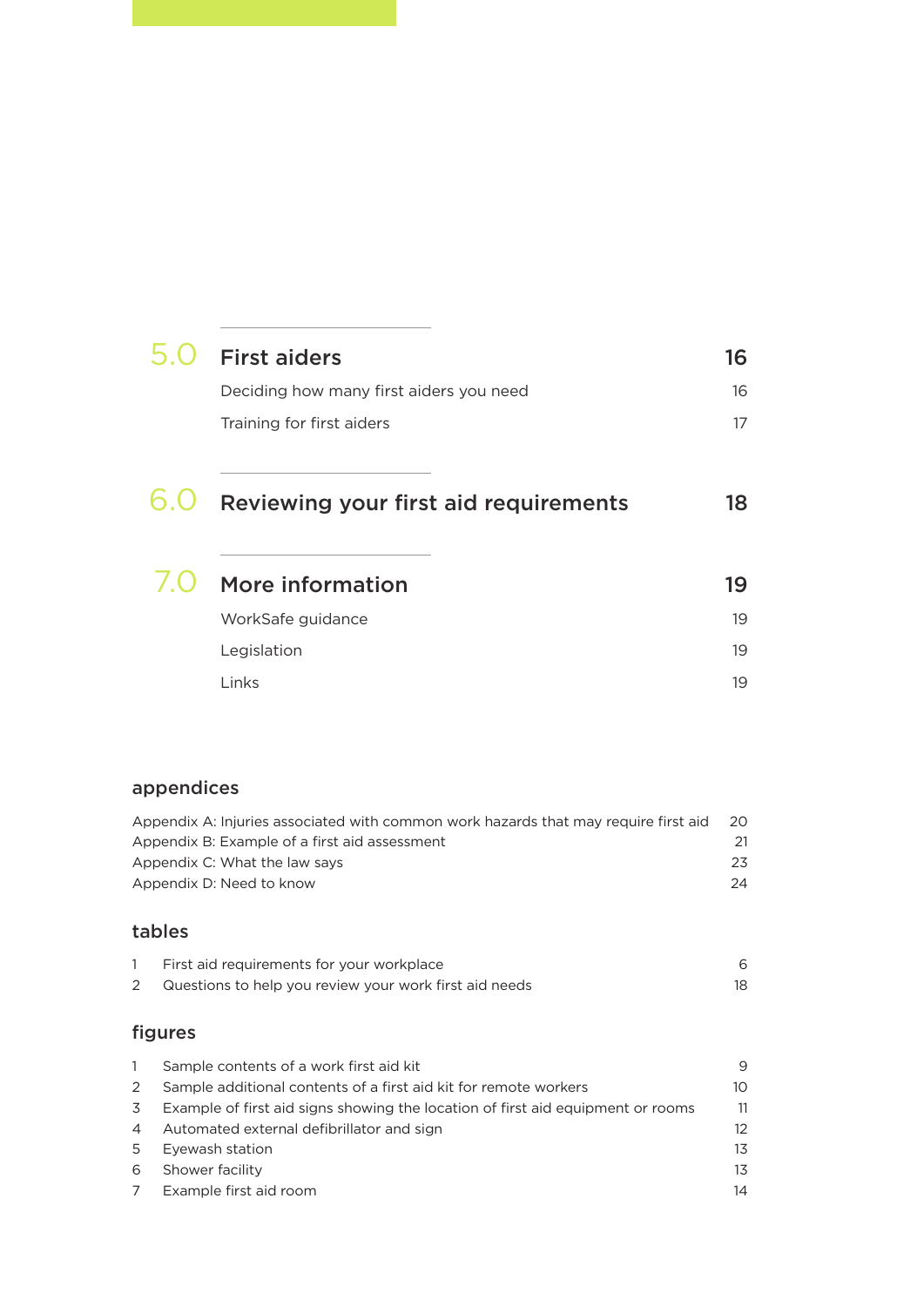| | | |
|---|---|---|
| **5.0** | **First aiders** | **16** |
| | Deciding how many first aiders you need | 16 |
| | Training for first aiders | 17 |
| **6.0** | **Reviewing your first aid requirements** | **18** |
| **7.0** | **More information** | **19** |
| | WorkSafe guidance | 19 |
| | Legislation | 19 |
| | Links | 19 |

## appendices

| | |
|---|---|
| Appendix A: Injuries associated with common work hazards that may require first aid | 20 |
| Appendix B: Example of a first aid assessment | 21 |
| Appendix C: What the law says | 23 |
| Appendix D: Need to know | 24 |

## tables

| | | |
|---|---|---|
| 1 | First aid requirements for your workplace | 6 |
| 2 | Questions to help you review your work first aid needs | 18 |

## figures

| | | |
|---|---|---|
| 1 | Sample contents of a work first aid kit | 9 |
| 2 | Sample additional contents of a first aid kit for remote workers | 10 |
| 3 | Example of first aid signs showing the location of first aid equipment or rooms | 11 |
| 4 | Automated external defibrillator and sign | 12 |
| 5 | Eyewash station | 13 |
| 6 | Shower facility | 13 |
| 7 | Example first aid room | 14 |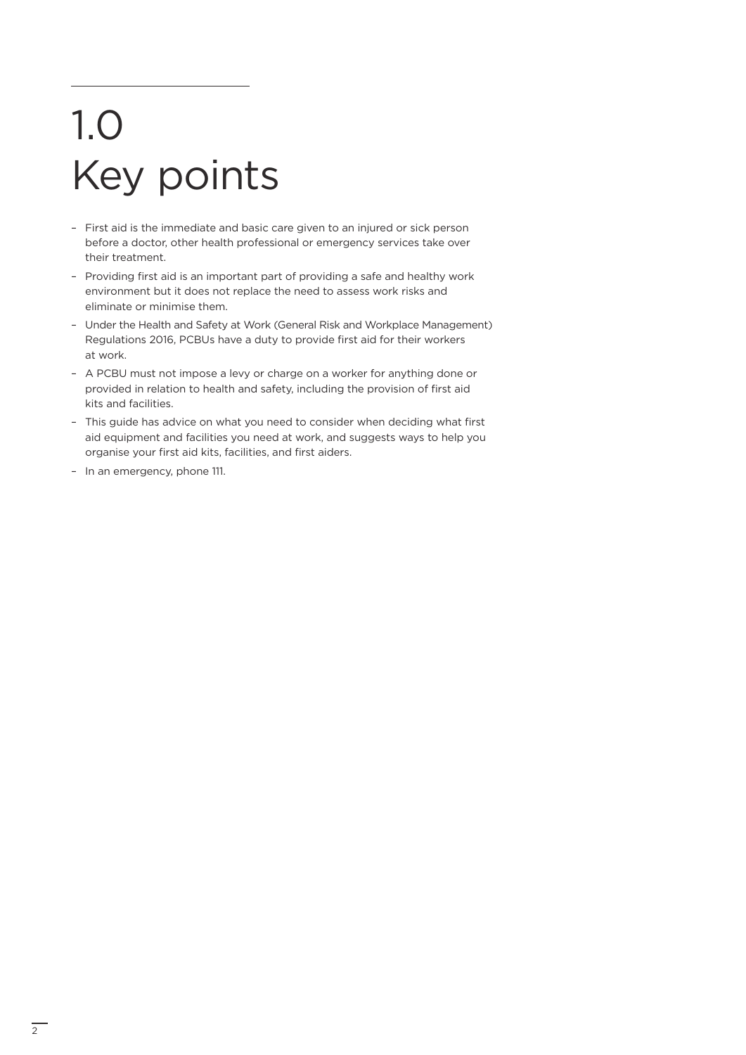# 1.0 Key points

- First aid is the immediate and basic care given to an injured or sick person before a doctor, other health professional or emergency services take over their treatment.
- Providing first aid is an important part of providing a safe and healthy work environment but it does not replace the need to assess work risks and eliminate or minimise them.
- Under the Health and Safety at Work (General Risk and Workplace Management) Regulations 2016, PCBUs have a duty to provide first aid for their workers at work.
- A PCBU must not impose a levy or charge on a worker for anything done or provided in relation to health and safety, including the provision of first aid kits and facilities.
- This guide has advice on what you need to consider when deciding what first aid equipment and facilities you need at work, and suggests ways to help you organise your first aid kits, facilities, and first aiders.
- In an emergency, phone 111.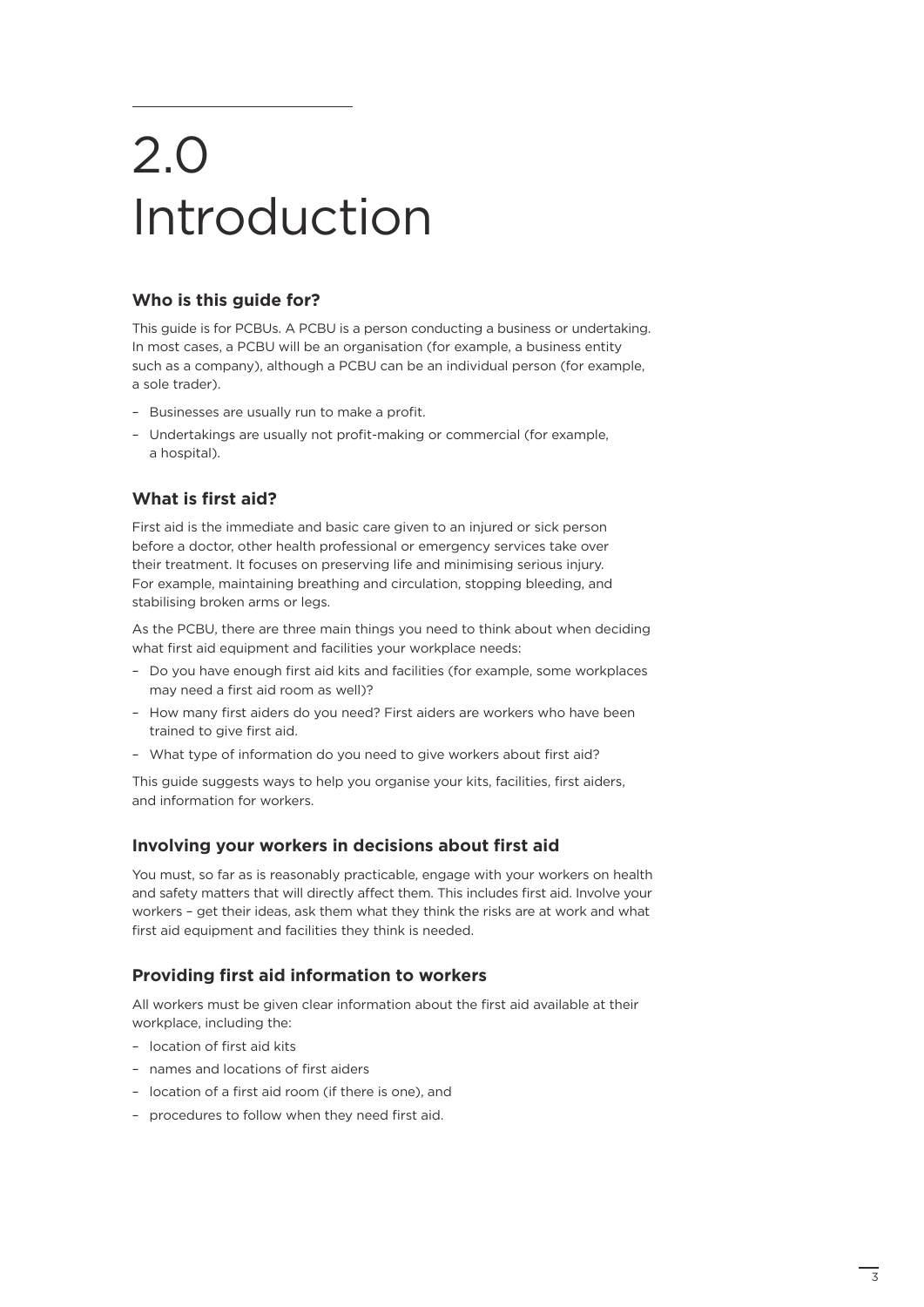# 2.0 Introduction

### Who is this guide for?

This guide is for PCBUs. A PCBU is a person conducting a business or undertaking. In most cases, a PCBU will be an organisation (for example, a business entity such as a company), although a PCBU can be an individual person (for example, a sole trader).

- Businesses are usually run to make a profit.
- Undertakings are usually not profit-making or commercial (for example, a hospital).

### What is first aid?

First aid is the immediate and basic care given to an injured or sick person before a doctor, other health professional or emergency services take over their treatment. It focuses on preserving life and minimising serious injury. For example, maintaining breathing and circulation, stopping bleeding, and stabilising broken arms or legs.

As the PCBU, there are three main things you need to think about when deciding what first aid equipment and facilities your workplace needs:

- Do you have enough first aid kits and facilities (for example, some workplaces may need a first aid room as well)?
- How many first aiders do you need? First aiders are workers who have been trained to give first aid.
- What type of information do you need to give workers about first aid?

This guide suggests ways to help you organise your kits, facilities, first aiders, and information for workers.

### Involving your workers in decisions about first aid

You must, so far as is reasonably practicable, engage with your workers on health and safety matters that will directly affect them. This includes first aid. Involve your workers – get their ideas, ask them what they think the risks are at work and what first aid equipment and facilities they think is needed.

### Providing first aid information to workers

All workers must be given clear information about the first aid available at their workplace, including the:

- location of first aid kits
- names and locations of first aiders
- location of a first aid room (if there is one), and
- procedures to follow when they need first aid.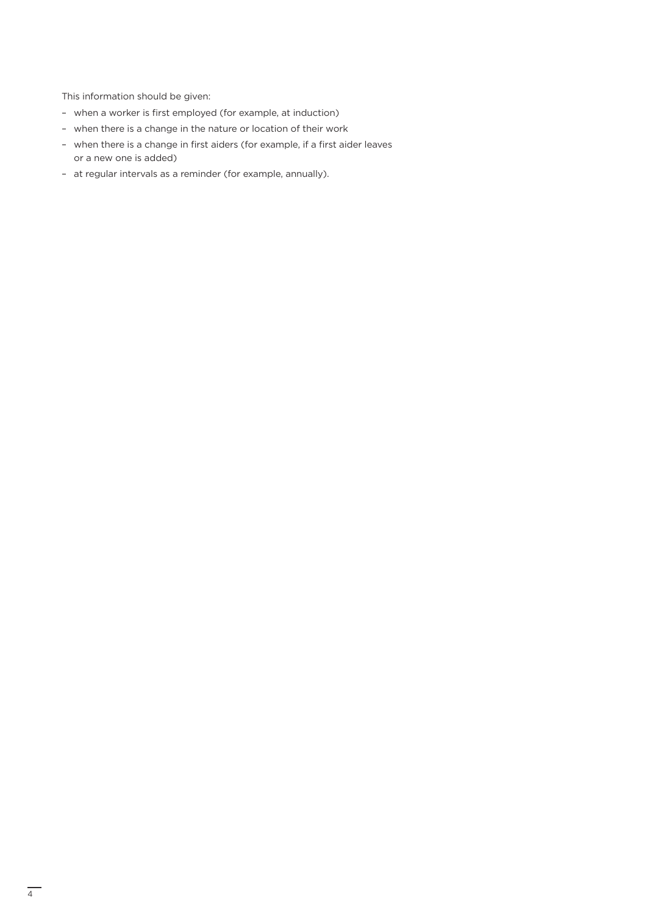This information should be given:

- when a worker is first employed (for example, at induction)
- when there is a change in the nature or location of their work
- when there is a change in first aiders (for example, if a first aider leaves or a new one is added)
- at regular intervals as a reminder (for example, annually).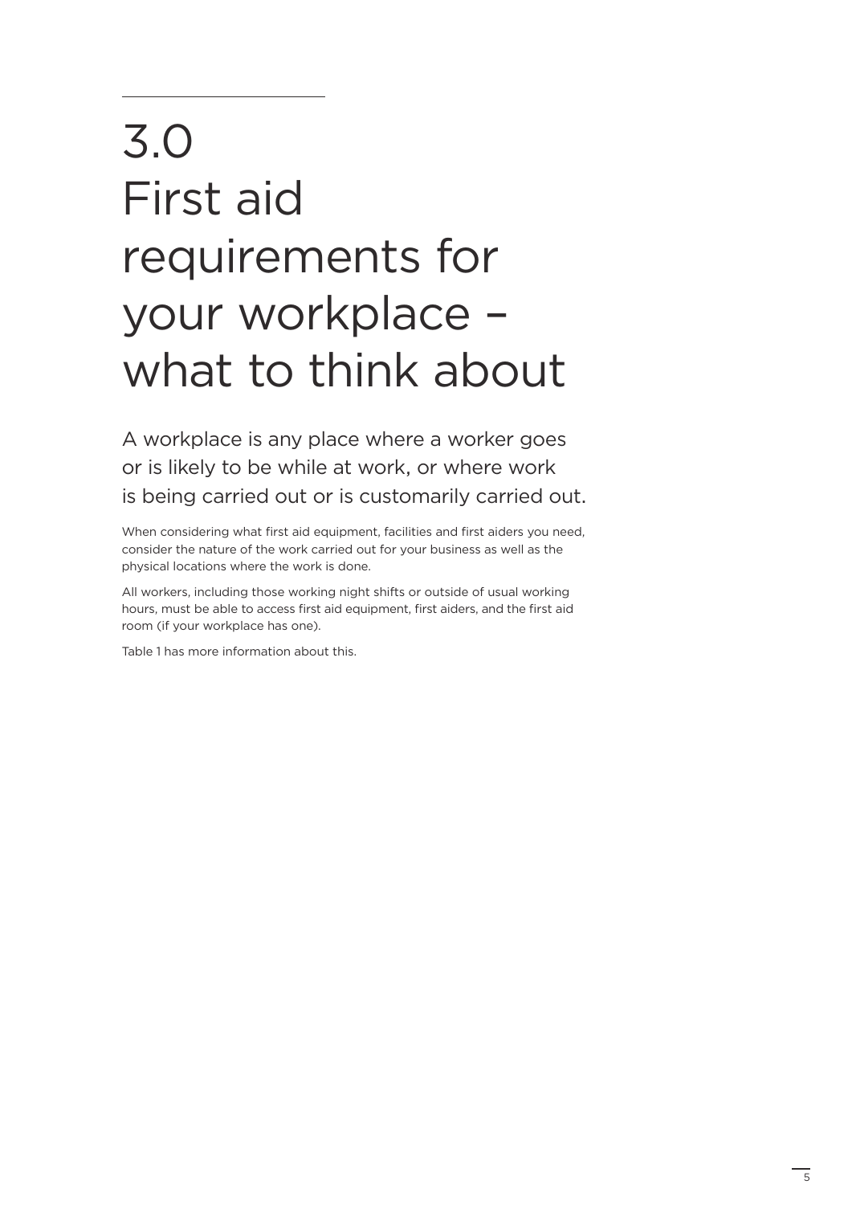# 3.0 First aid requirements for your workplace – what to think about

A workplace is any place where a worker goes or is likely to be while at work, or where work is being carried out or is customarily carried out.

When considering what first aid equipment, facilities and first aiders you need, consider the nature of the work carried out for your business as well as the physical locations where the work is done.

All workers, including those working night shifts or outside of usual working hours, must be able to access first aid equipment, first aiders, and the first aid room (if your workplace has one).

Table 1 has more information about this.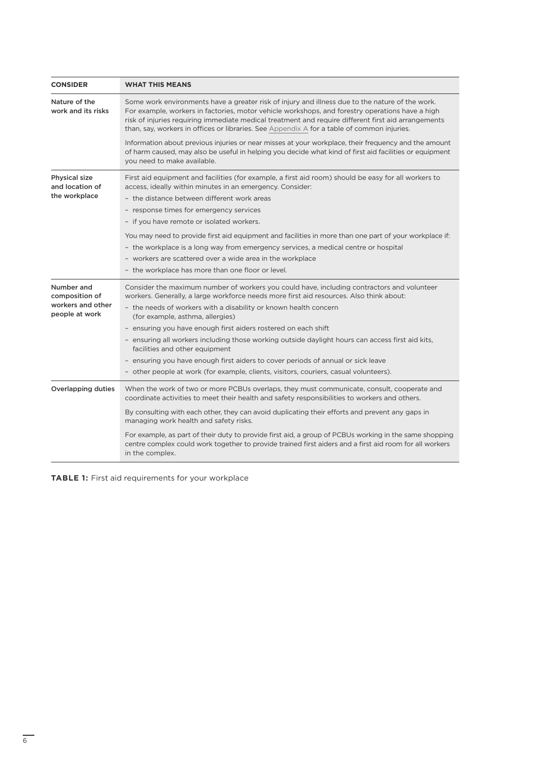| CONSIDER | WHAT THIS MEANS |
|---|---|
| Nature of the work and its risks | Some work environments have a greater risk of injury and illness due to the nature of the work. For example, workers in factories, motor vehicle workshops, and forestry operations have a high risk of injuries requiring immediate medical treatment and require different first aid arrangements than, say, workers in offices or libraries. See Appendix A for a table of common injuries.<br><br>Information about previous injuries or near misses at your workplace, their frequency and the amount of harm caused, may also be useful in helping you decide what kind of first aid facilities or equipment you need to make available. |
| Physical size and location of the workplace | First aid equipment and facilities (for example, a first aid room) should be easy for all workers to access, ideally within minutes in an emergency. Consider:<br>– the distance between different work areas<br>– response times for emergency services<br>– if you have remote or isolated workers.<br><br>You may need to provide first aid equipment and facilities in more than one part of your workplace if:<br>– the workplace is a long way from emergency services, a medical centre or hospital<br>– workers are scattered over a wide area in the workplace<br>– the workplace has more than one floor or level. |
| Number and composition of workers and other people at work | Consider the maximum number of workers you could have, including contractors and volunteer workers. Generally, a large workforce needs more first aid resources. Also think about:<br>– the needs of workers with a disability or known health concern (for example, asthma, allergies)<br>– ensuring you have enough first aiders rostered on each shift<br>– ensuring all workers including those working outside daylight hours can access first aid kits, facilities and other equipment<br>– ensuring you have enough first aiders to cover periods of annual or sick leave<br>– other people at work (for example, clients, visitors, couriers, casual volunteers). |
| Overlapping duties | When the work of two or more PCBUs overlaps, they must communicate, consult, cooperate and coordinate activities to meet their health and safety responsibilities to workers and others.<br><br>By consulting with each other, they can avoid duplicating their efforts and prevent any gaps in managing work health and safety risks.<br><br>For example, as part of their duty to provide first aid, a group of PCBUs working in the same shopping centre complex could work together to provide trained first aiders and a first aid room for all workers in the complex. |

**TABLE 1:** First aid requirements for your workplace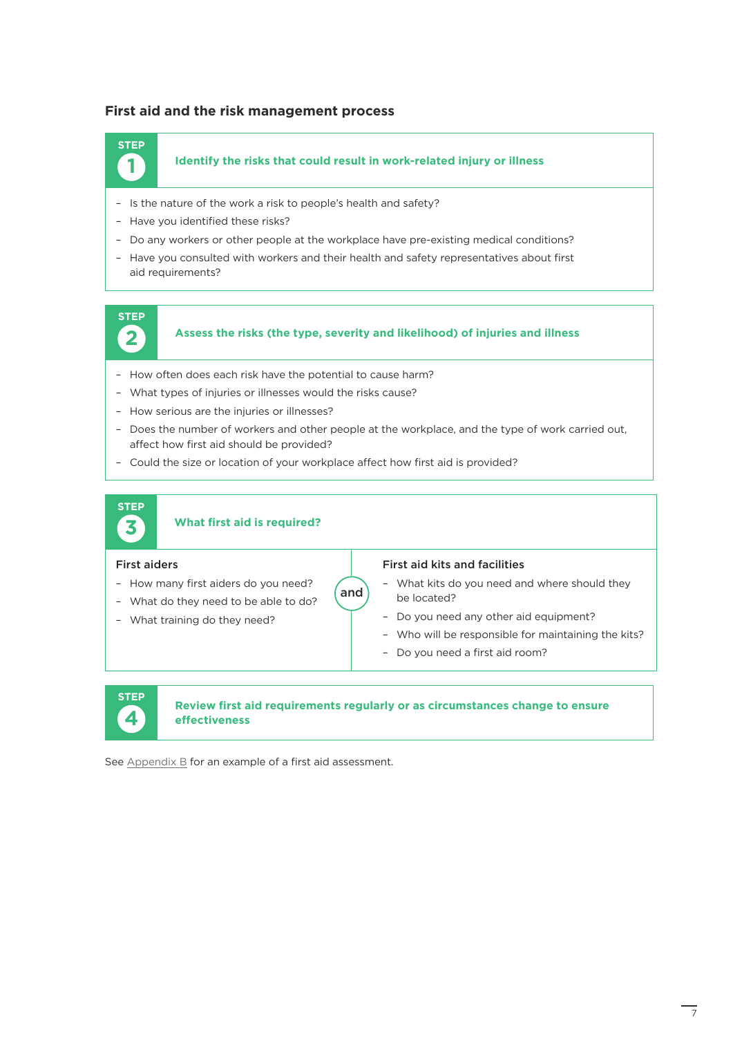## First aid and the risk management process

### STEP 1 — Identify the risks that could result in work-related injury or illness

- Is the nature of the work a risk to people's health and safety?
- Have you identified these risks?
- Do any workers or other people at the workplace have pre-existing medical conditions?
- Have you consulted with workers and their health and safety representatives about first aid requirements?

### STEP 2 — Assess the risks (the type, severity and likelihood) of injuries and illness

- How often does each risk have the potential to cause harm?
- What types of injuries or illnesses would the risks cause?
- How serious are the injuries or illnesses?
- Does the number of workers and other people at the workplace, and the type of work carried out, affect how first aid should be provided?
- Could the size or location of your workplace affect how first aid is provided?

### STEP 3 — What first aid is required?

**First aiders**

- How many first aiders do you need?
- What do they need to be able to do?
- What training do they need?

**and**

**First aid kits and facilities**

- What kits do you need and where should they be located?
- Do you need any other aid equipment?
- Who will be responsible for maintaining the kits?
- Do you need a first aid room?

### STEP 4 — Review first aid requirements regularly or as circumstances change to ensure effectiveness

See Appendix B for an example of a first aid assessment.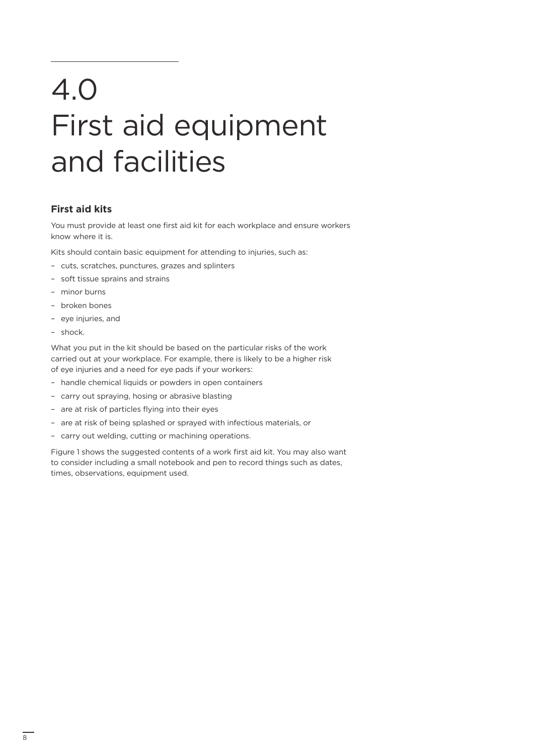# 4.0 First aid equipment and facilities

## First aid kits

You must provide at least one first aid kit for each workplace and ensure workers know where it is.

Kits should contain basic equipment for attending to injuries, such as:

- cuts, scratches, punctures, grazes and splinters
- soft tissue sprains and strains
- minor burns
- broken bones
- eye injuries, and
- shock.

What you put in the kit should be based on the particular risks of the work carried out at your workplace. For example, there is likely to be a higher risk of eye injuries and a need for eye pads if your workers:

- handle chemical liquids or powders in open containers
- carry out spraying, hosing or abrasive blasting
- are at risk of particles flying into their eyes
- are at risk of being splashed or sprayed with infectious materials, or
- carry out welding, cutting or machining operations.

Figure 1 shows the suggested contents of a work first aid kit. You may also want to consider including a small notebook and pen to record things such as dates, times, observations, equipment used.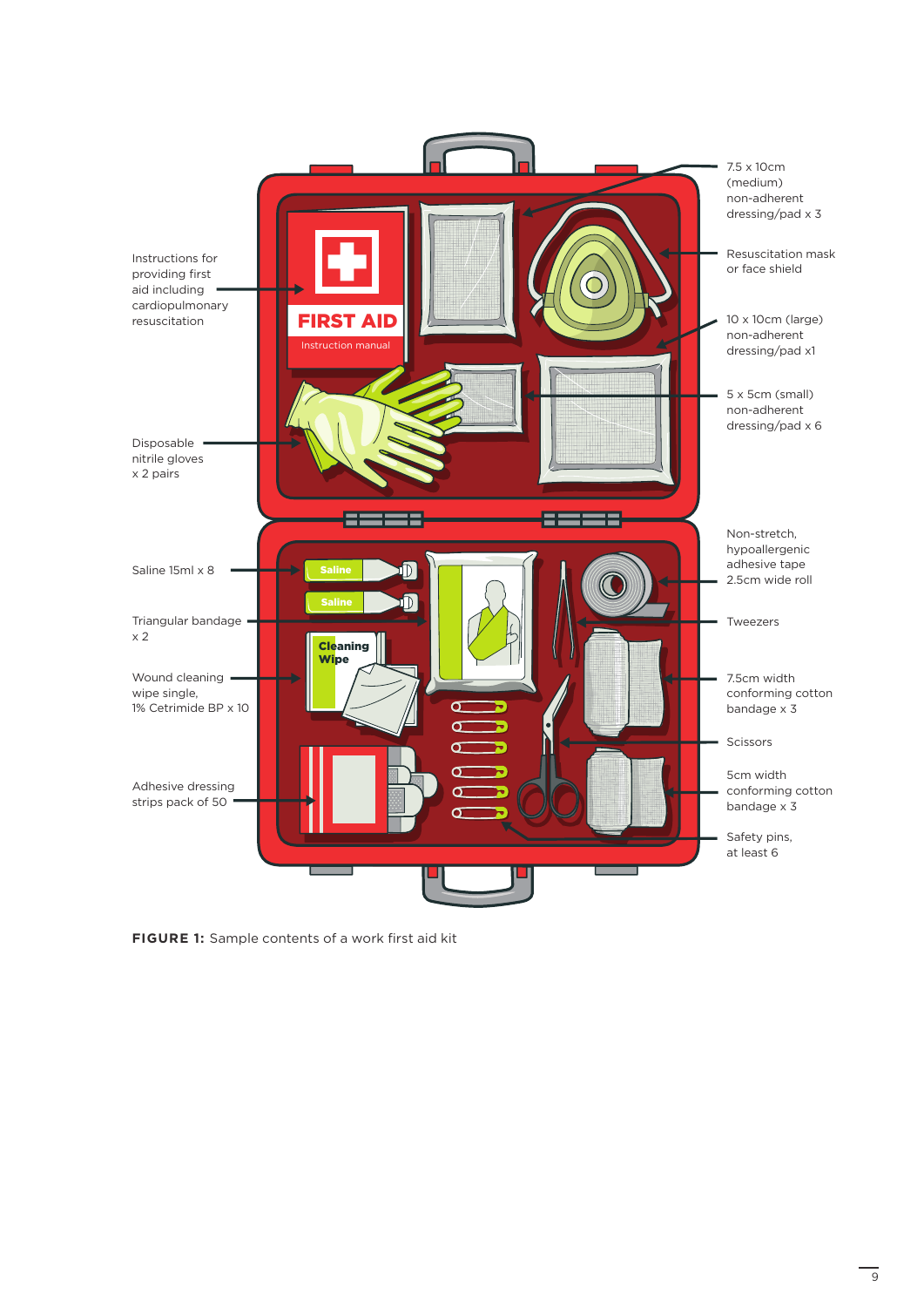Instructions for providing first aid including cardiopulmonary resuscitation

Disposable nitrile gloves x 2 pairs

Saline 15ml x 8

Triangular bandage x 2

Wound cleaning wipe single, 1% Cetrimide BP x 10

Adhesive dressing strips pack of 50

7.5 x 10cm (medium) non-adherent dressing/pad x 3

Resuscitation mask or face shield

10 x 10cm (large) non-adherent dressing/pad x1

5 x 5cm (small) non-adherent dressing/pad x 6

Non-stretch, hypoallergenic adhesive tape 2.5cm wide roll

Tweezers

7.5cm width conforming cotton bandage x 3

Scissors

5cm width conforming cotton bandage x 3

Safety pins, at least 6

**FIGURE 1:** Sample contents of a work first aid kit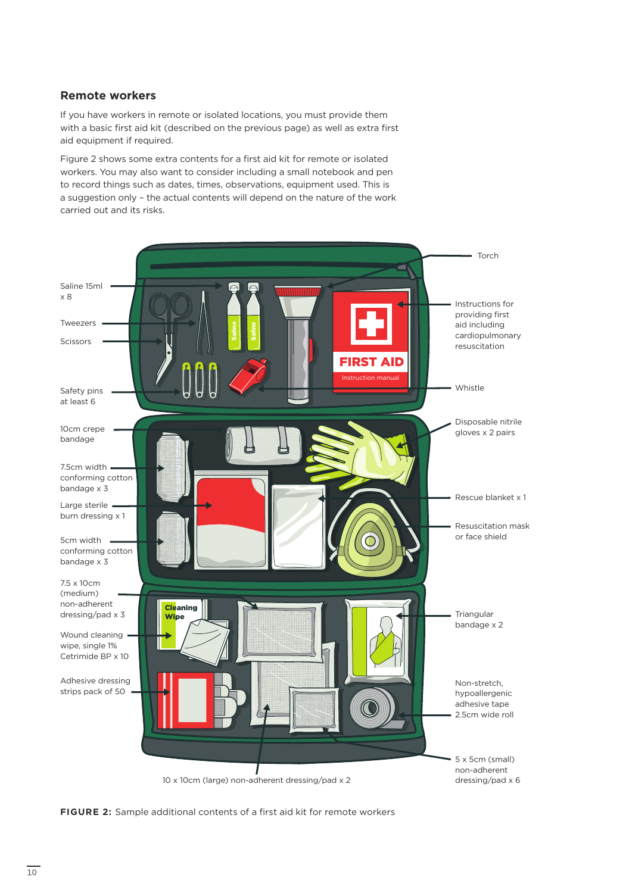## Remote workers

If you have workers in remote or isolated locations, you must provide them with a basic first aid kit (described on the previous page) as well as extra first aid equipment if required.

Figure 2 shows some extra contents for a first aid kit for remote or isolated workers. You may also want to consider including a small notebook and pen to record things such as dates, times, observations, equipment used. This is a suggestion only – the actual contents will depend on the nature of the work carried out and its risks.

Saline 15ml x 8

Tweezers

Scissors

Safety pins at least 6

10cm crepe bandage

7.5cm width conforming cotton bandage x 3

Large sterile burn dressing x 1

5cm width conforming cotton bandage x 3

7.5 x 10cm (medium) non-adherent dressing/pad x 3

Wound cleaning wipe, single 1% Cetrimide BP x 10

Adhesive dressing strips pack of 50

10 x 10cm (large) non-adherent dressing/pad x 2

Torch

Instructions for providing first aid including cardiopulmonary resuscitation

Whistle

Disposable nitrile gloves x 2 pairs

Rescue blanket x 1

Resuscitation mask or face shield

Triangular bandage x 2

Non-stretch, hypoallergenic adhesive tape 2.5cm wide roll

5 x 5cm (small) non-adherent dressing/pad x 6

**FIGURE 2:** Sample additional contents of a first aid kit for remote workers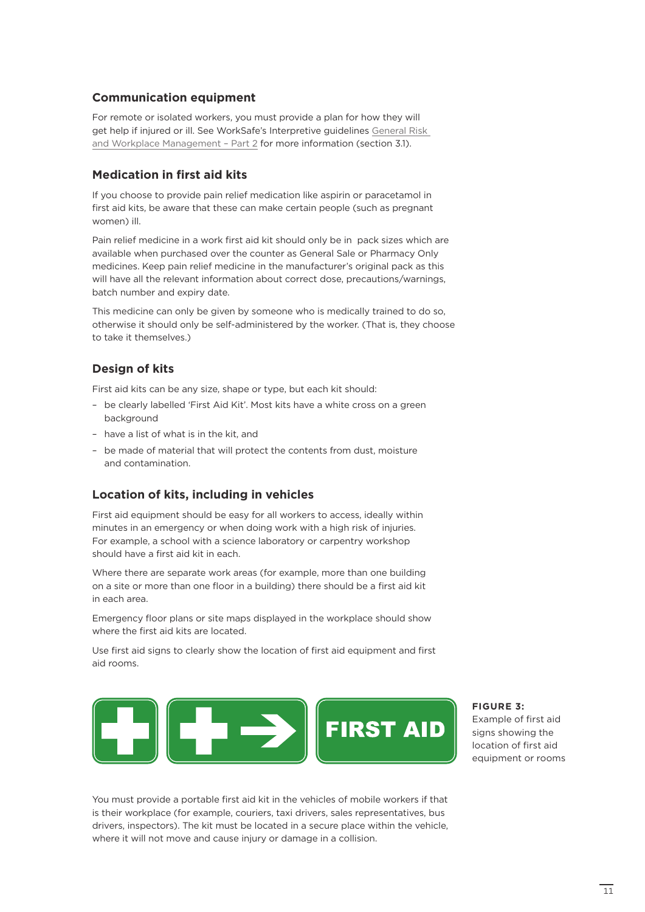### Communication equipment

For remote or isolated workers, you must provide a plan for how they will get help if injured or ill. See WorkSafe's Interpretive guidelines General Risk and Workplace Management – Part 2 for more information (section 3.1).

### Medication in first aid kits

If you choose to provide pain relief medication like aspirin or paracetamol in first aid kits, be aware that these can make certain people (such as pregnant women) ill.

Pain relief medicine in a work first aid kit should only be in pack sizes which are available when purchased over the counter as General Sale or Pharmacy Only medicines. Keep pain relief medicine in the manufacturer's original pack as this will have all the relevant information about correct dose, precautions/warnings, batch number and expiry date.

This medicine can only be given by someone who is medically trained to do so, otherwise it should only be self-administered by the worker. (That is, they choose to take it themselves.)

### Design of kits

First aid kits can be any size, shape or type, but each kit should:

- be clearly labelled 'First Aid Kit'. Most kits have a white cross on a green background
- have a list of what is in the kit, and
- be made of material that will protect the contents from dust, moisture and contamination.

### Location of kits, including in vehicles

First aid equipment should be easy for all workers to access, ideally within minutes in an emergency or when doing work with a high risk of injuries. For example, a school with a science laboratory or carpentry workshop should have a first aid kit in each.

Where there are separate work areas (for example, more than one building on a site or more than one floor in a building) there should be a first aid kit in each area.

Emergency floor plans or site maps displayed in the workplace should show where the first aid kits are located.

Use first aid signs to clearly show the location of first aid equipment and first aid rooms.

FIRST AID

**FIGURE 3:** Example of first aid signs showing the location of first aid equipment or rooms

You must provide a portable first aid kit in the vehicles of mobile workers if that is their workplace (for example, couriers, taxi drivers, sales representatives, bus drivers, inspectors). The kit must be located in a secure place within the vehicle, where it will not move and cause injury or damage in a collision.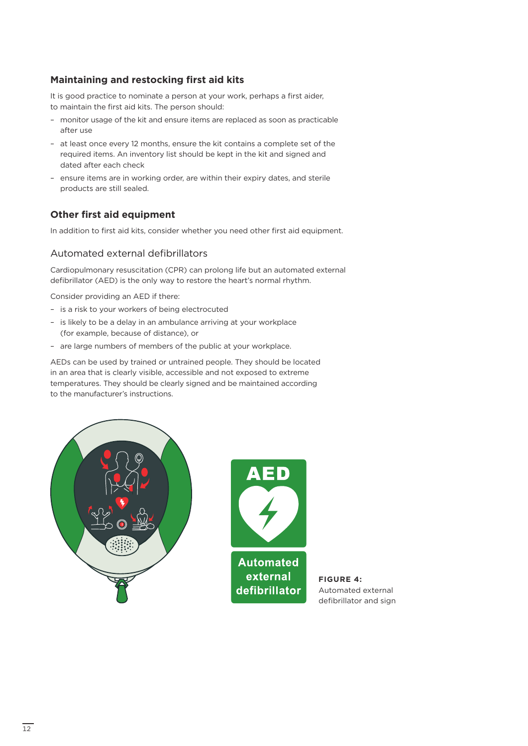## Maintaining and restocking first aid kits

It is good practice to nominate a person at your work, perhaps a first aider, to maintain the first aid kits. The person should:

- monitor usage of the kit and ensure items are replaced as soon as practicable after use
- at least once every 12 months, ensure the kit contains a complete set of the required items. An inventory list should be kept in the kit and signed and dated after each check
- ensure items are in working order, are within their expiry dates, and sterile products are still sealed.

## Other first aid equipment

In addition to first aid kits, consider whether you need other first aid equipment.

### Automated external defibrillators

Cardiopulmonary resuscitation (CPR) can prolong life but an automated external defibrillator (AED) is the only way to restore the heart's normal rhythm.

Consider providing an AED if there:

- is a risk to your workers of being electrocuted
- is likely to be a delay in an ambulance arriving at your workplace (for example, because of distance), or
- are large numbers of members of the public at your workplace.

AEDs can be used by trained or untrained people. They should be located in an area that is clearly visible, accessible and not exposed to extreme temperatures. They should be clearly signed and be maintained according to the manufacturer's instructions.

**FIGURE 4:** Automated external defibrillator and sign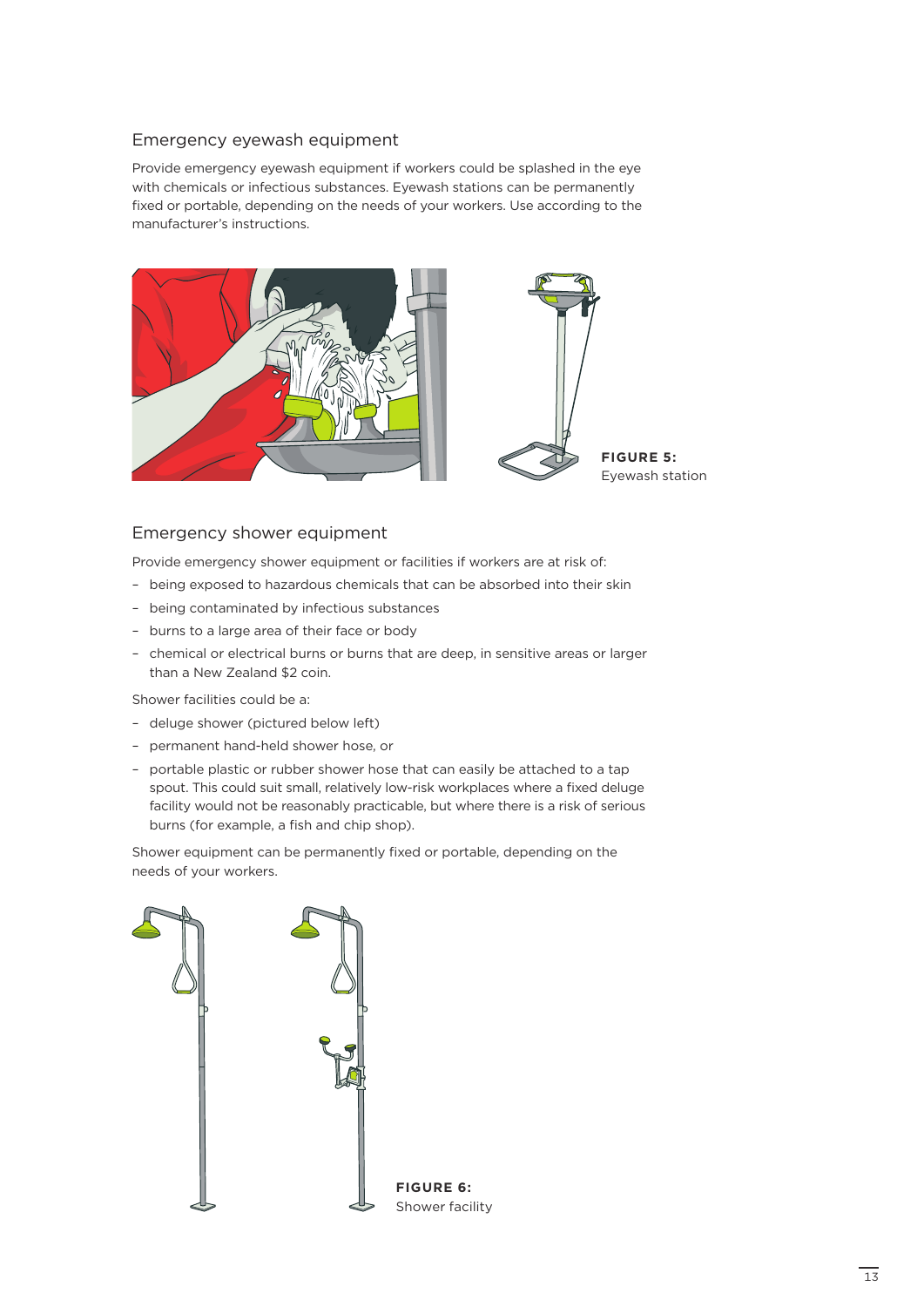## Emergency eyewash equipment

Provide emergency eyewash equipment if workers could be splashed in the eye with chemicals or infectious substances. Eyewash stations can be permanently fixed or portable, depending on the needs of your workers. Use according to the manufacturer's instructions.

**FIGURE 5:** Eyewash station

## Emergency shower equipment

Provide emergency shower equipment or facilities if workers are at risk of:

- being exposed to hazardous chemicals that can be absorbed into their skin
- being contaminated by infectious substances
- burns to a large area of their face or body
- chemical or electrical burns or burns that are deep, in sensitive areas or larger than a New Zealand $2 coin.

Shower facilities could be a:

- deluge shower (pictured below left)
- permanent hand-held shower hose, or
- portable plastic or rubber shower hose that can easily be attached to a tap spout. This could suit small, relatively low-risk workplaces where a fixed deluge facility would not be reasonably practicable, but where there is a risk of serious burns (for example, a fish and chip shop).

Shower equipment can be permanently fixed or portable, depending on the needs of your workers.

**FIGURE 6:** Shower facility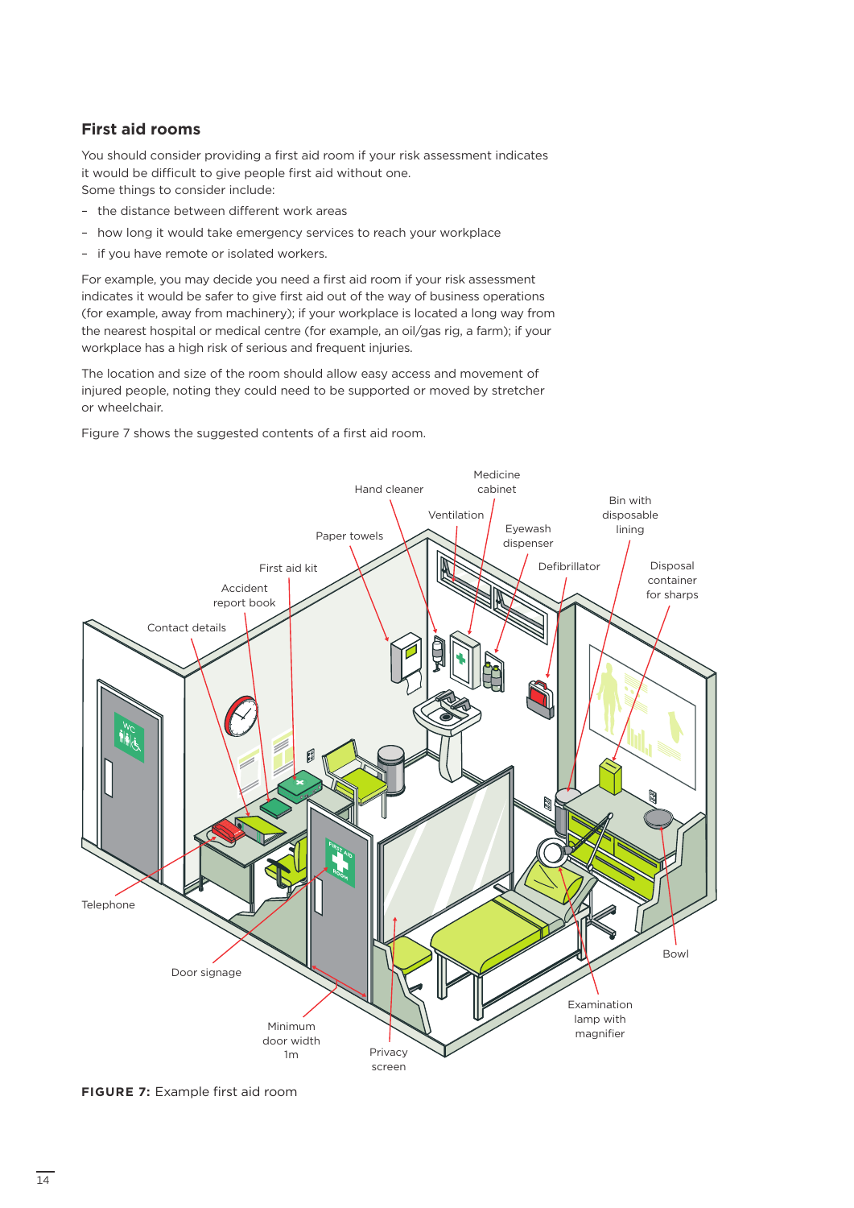## First aid rooms

You should consider providing a first aid room if your risk assessment indicates it would be difficult to give people first aid without one.
Some things to consider include:

- the distance between different work areas
- how long it would take emergency services to reach your workplace
- if you have remote or isolated workers.

For example, you may decide you need a first aid room if your risk assessment indicates it would be safer to give first aid out of the way of business operations (for example, away from machinery); if your workplace is located a long way from the nearest hospital or medical centre (for example, an oil/gas rig, a farm); if your workplace has a high risk of serious and frequent injuries.

The location and size of the room should allow easy access and movement of injured people, noting they could need to be supported or moved by stretcher or wheelchair.

Figure 7 shows the suggested contents of a first aid room.

Hand cleaner, Medicine cabinet, Ventilation, Paper towels, Eyewash dispenser, Bin with disposable lining, First aid kit, Defibrillator, Disposal container for sharps, Accident report book, Contact details, Telephone, Door signage, Minimum door width 1m, Privacy screen, Examination lamp with magnifier, Bowl

**FIGURE 7:** Example first aid room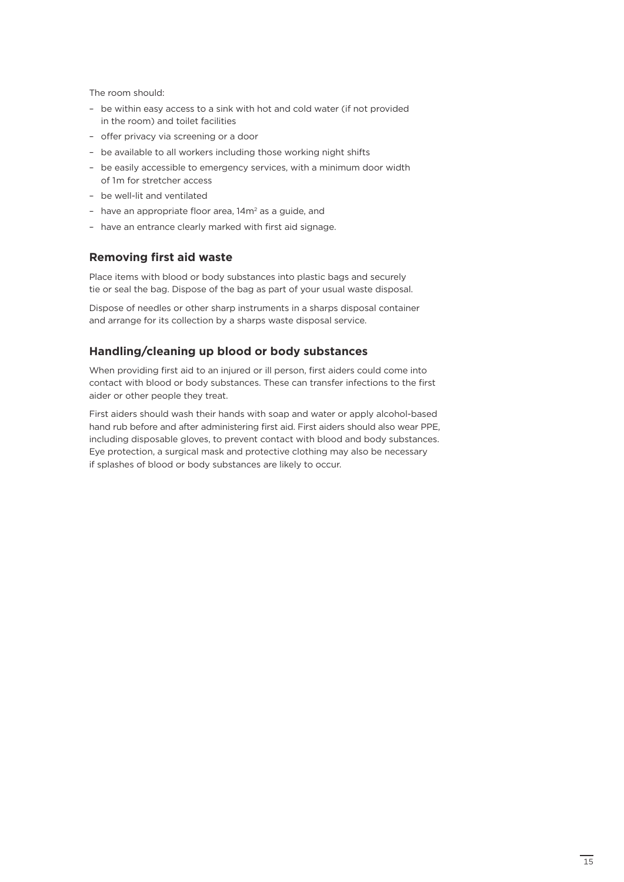The room should:

- be within easy access to a sink with hot and cold water (if not provided in the room) and toilet facilities
- offer privacy via screening or a door
- be available to all workers including those working night shifts
- be easily accessible to emergency services, with a minimum door width of 1m for stretcher access
- be well-lit and ventilated
- have an appropriate floor area, $14m^2$ as a guide, and
- have an entrance clearly marked with first aid signage.

## Removing first aid waste

Place items with blood or body substances into plastic bags and securely tie or seal the bag. Dispose of the bag as part of your usual waste disposal.

Dispose of needles or other sharp instruments in a sharps disposal container and arrange for its collection by a sharps waste disposal service.

## Handling/cleaning up blood or body substances

When providing first aid to an injured or ill person, first aiders could come into contact with blood or body substances. These can transfer infections to the first aider or other people they treat.

First aiders should wash their hands with soap and water or apply alcohol-based hand rub before and after administering first aid. First aiders should also wear PPE, including disposable gloves, to prevent contact with blood and body substances. Eye protection, a surgical mask and protective clothing may also be necessary if splashes of blood or body substances are likely to occur.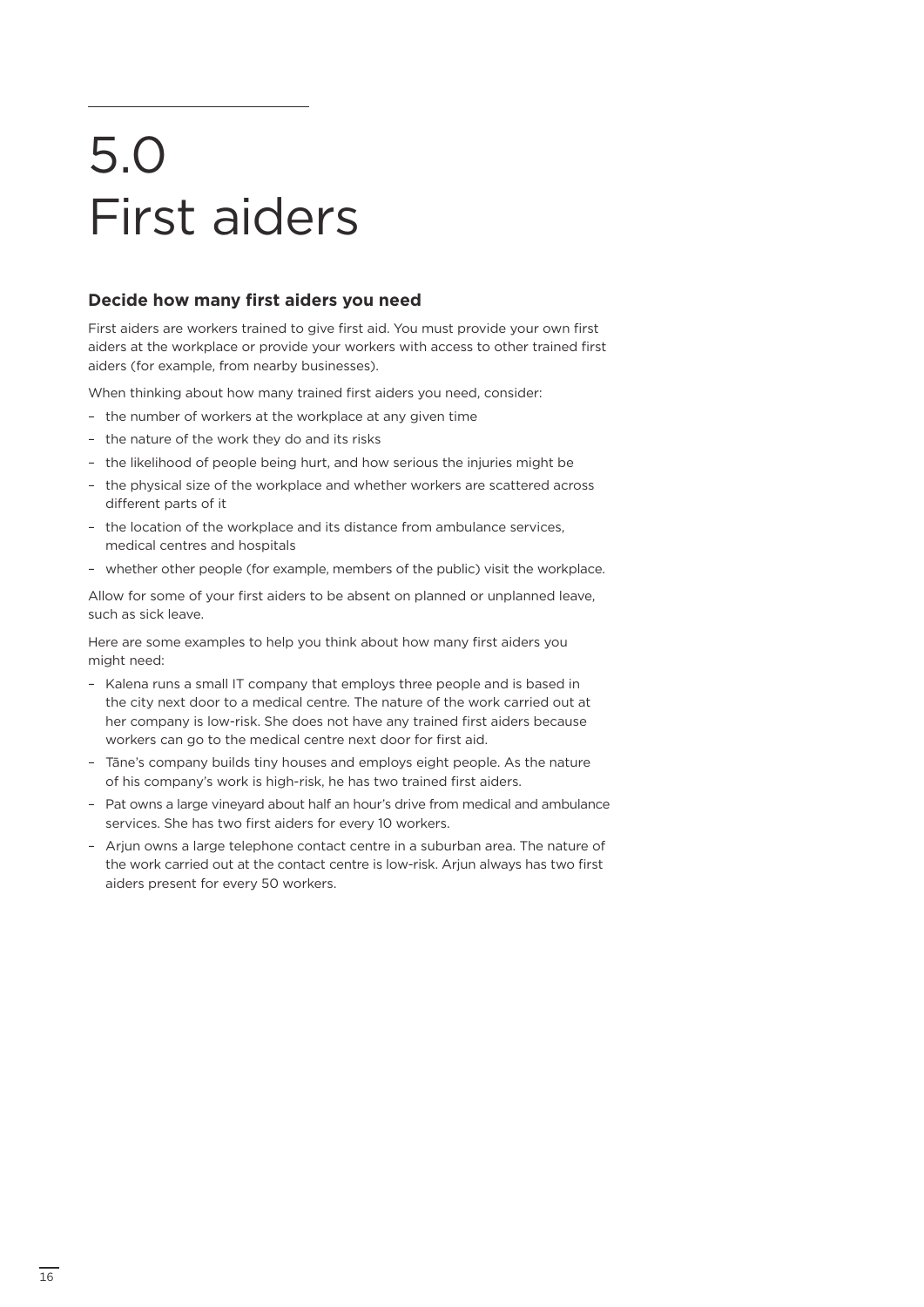# 5.0 First aiders

### Decide how many first aiders you need

First aiders are workers trained to give first aid. You must provide your own first aiders at the workplace or provide your workers with access to other trained first aiders (for example, from nearby businesses).

When thinking about how many trained first aiders you need, consider:

- the number of workers at the workplace at any given time
- the nature of the work they do and its risks
- the likelihood of people being hurt, and how serious the injuries might be
- the physical size of the workplace and whether workers are scattered across different parts of it
- the location of the workplace and its distance from ambulance services, medical centres and hospitals
- whether other people (for example, members of the public) visit the workplace.

Allow for some of your first aiders to be absent on planned or unplanned leave, such as sick leave.

Here are some examples to help you think about how many first aiders you might need:

- Kalena runs a small IT company that employs three people and is based in the city next door to a medical centre. The nature of the work carried out at her company is low-risk. She does not have any trained first aiders because workers can go to the medical centre next door for first aid.
- Tāne's company builds tiny houses and employs eight people. As the nature of his company's work is high-risk, he has two trained first aiders.
- Pat owns a large vineyard about half an hour's drive from medical and ambulance services. She has two first aiders for every 10 workers.
- Arjun owns a large telephone contact centre in a suburban area. The nature of the work carried out at the contact centre is low-risk. Arjun always has two first aiders present for every 50 workers.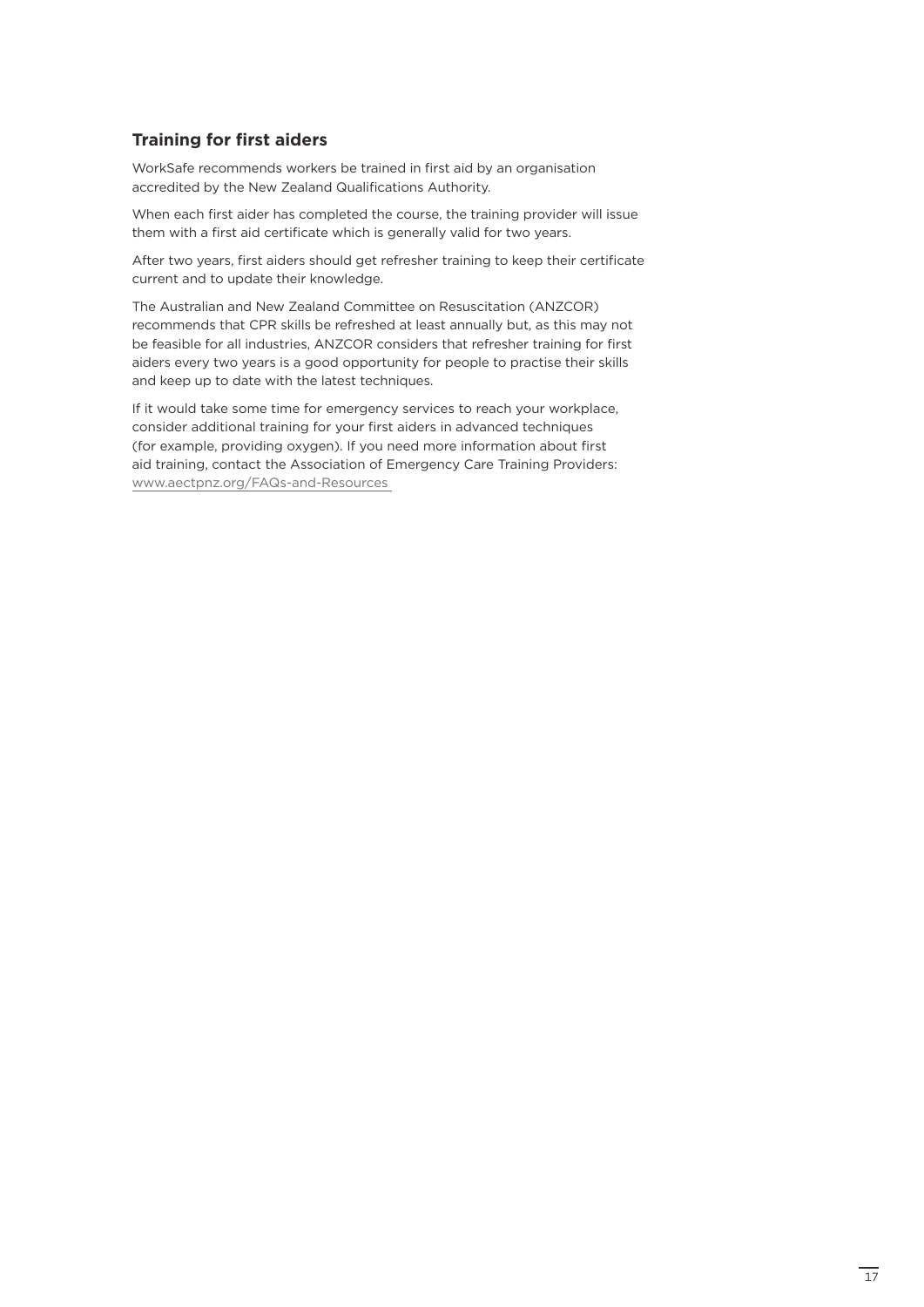### Training for first aiders

WorkSafe recommends workers be trained in first aid by an organisation accredited by the New Zealand Qualifications Authority.

When each first aider has completed the course, the training provider will issue them with a first aid certificate which is generally valid for two years.

After two years, first aiders should get refresher training to keep their certificate current and to update their knowledge.

The Australian and New Zealand Committee on Resuscitation (ANZCOR) recommends that CPR skills be refreshed at least annually but, as this may not be feasible for all industries, ANZCOR considers that refresher training for first aiders every two years is a good opportunity for people to practise their skills and keep up to date with the latest techniques.

If it would take some time for emergency services to reach your workplace, consider additional training for your first aiders in advanced techniques (for example, providing oxygen). If you need more information about first aid training, contact the Association of Emergency Care Training Providers: www.aectpnz.org/FAQs-and-Resources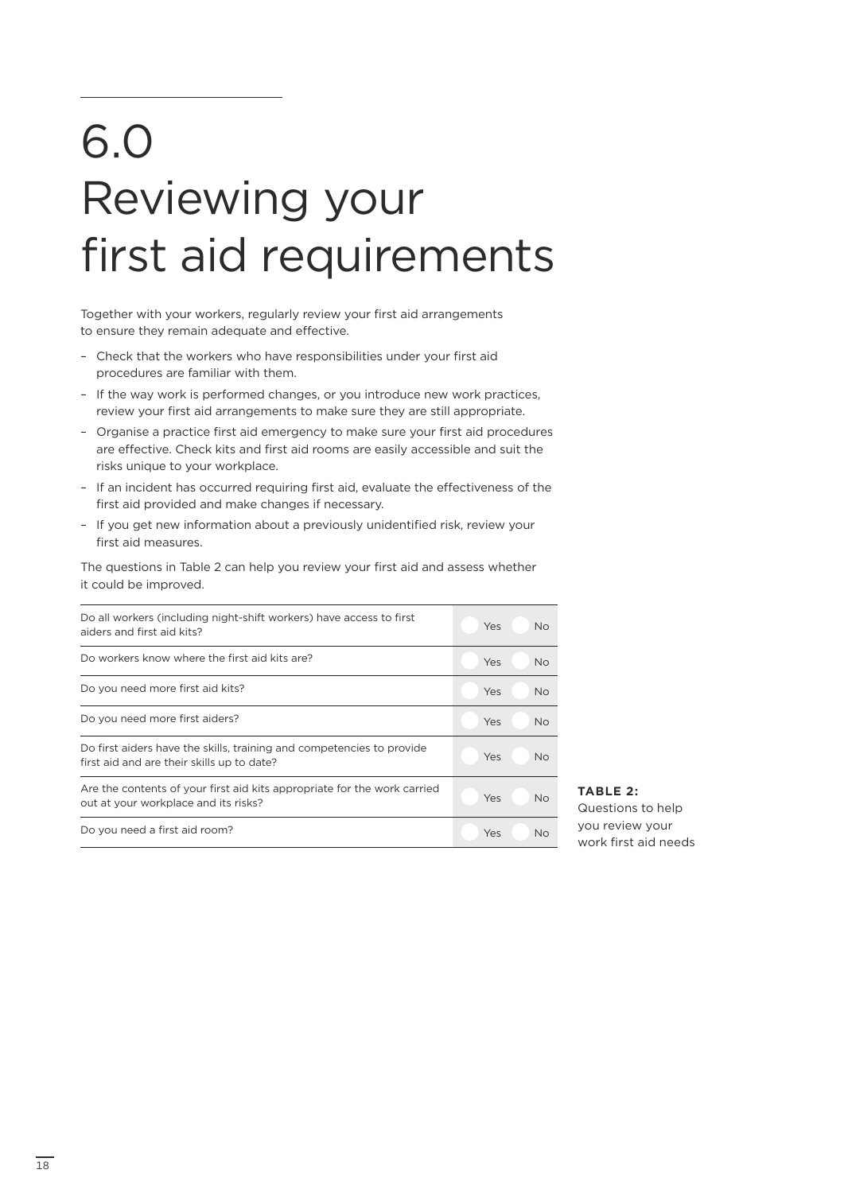# 6.0 Reviewing your first aid requirements

Together with your workers, regularly review your first aid arrangements to ensure they remain adequate and effective.

- Check that the workers who have responsibilities under your first aid procedures are familiar with them.
- If the way work is performed changes, or you introduce new work practices, review your first aid arrangements to make sure they are still appropriate.
- Organise a practice first aid emergency to make sure your first aid procedures are effective. Check kits and first aid rooms are easily accessible and suit the risks unique to your workplace.
- If an incident has occurred requiring first aid, evaluate the effectiveness of the first aid provided and make changes if necessary.
- If you get new information about a previously unidentified risk, review your first aid measures.

The questions in Table 2 can help you review your first aid and assess whether it could be improved.

| Question | Yes | No |
|---|---|---|
| Do all workers (including night-shift workers) have access to first aiders and first aid kits? | Yes | No |
| Do workers know where the first aid kits are? | Yes | No |
| Do you need more first aid kits? | Yes | No |
| Do you need more first aiders? | Yes | No |
| Do first aiders have the skills, training and competencies to provide first aid and are their skills up to date? | Yes | No |
| Are the contents of your first aid kits appropriate for the work carried out at your workplace and its risks? | Yes | No |
| Do you need a first aid room? | Yes | No |

**TABLE 2:** Questions to help you review your work first aid needs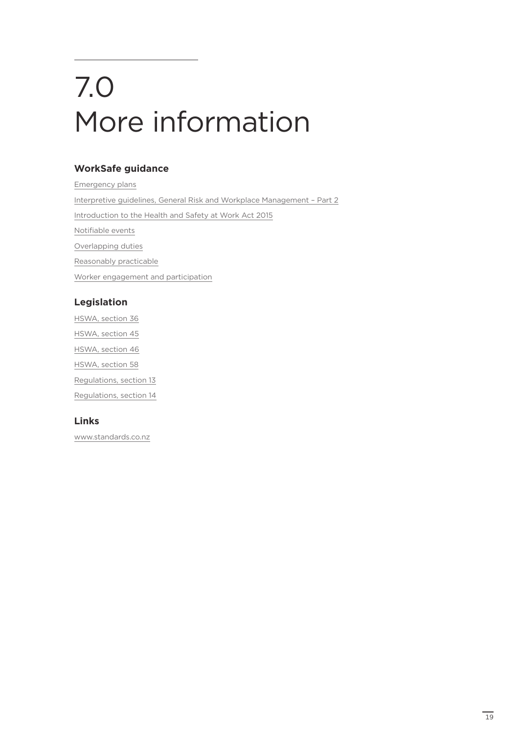# 7.0 More information

## WorkSafe guidance

Emergency plans

Interpretive guidelines, General Risk and Workplace Management – Part 2

Introduction to the Health and Safety at Work Act 2015

Notifiable events

Overlapping duties

Reasonably practicable

Worker engagement and participation

## Legislation

HSWA, section 36

HSWA, section 45

HSWA, section 46

HSWA, section 58

Regulations, section 13

Regulations, section 14

## Links

www.standards.co.nz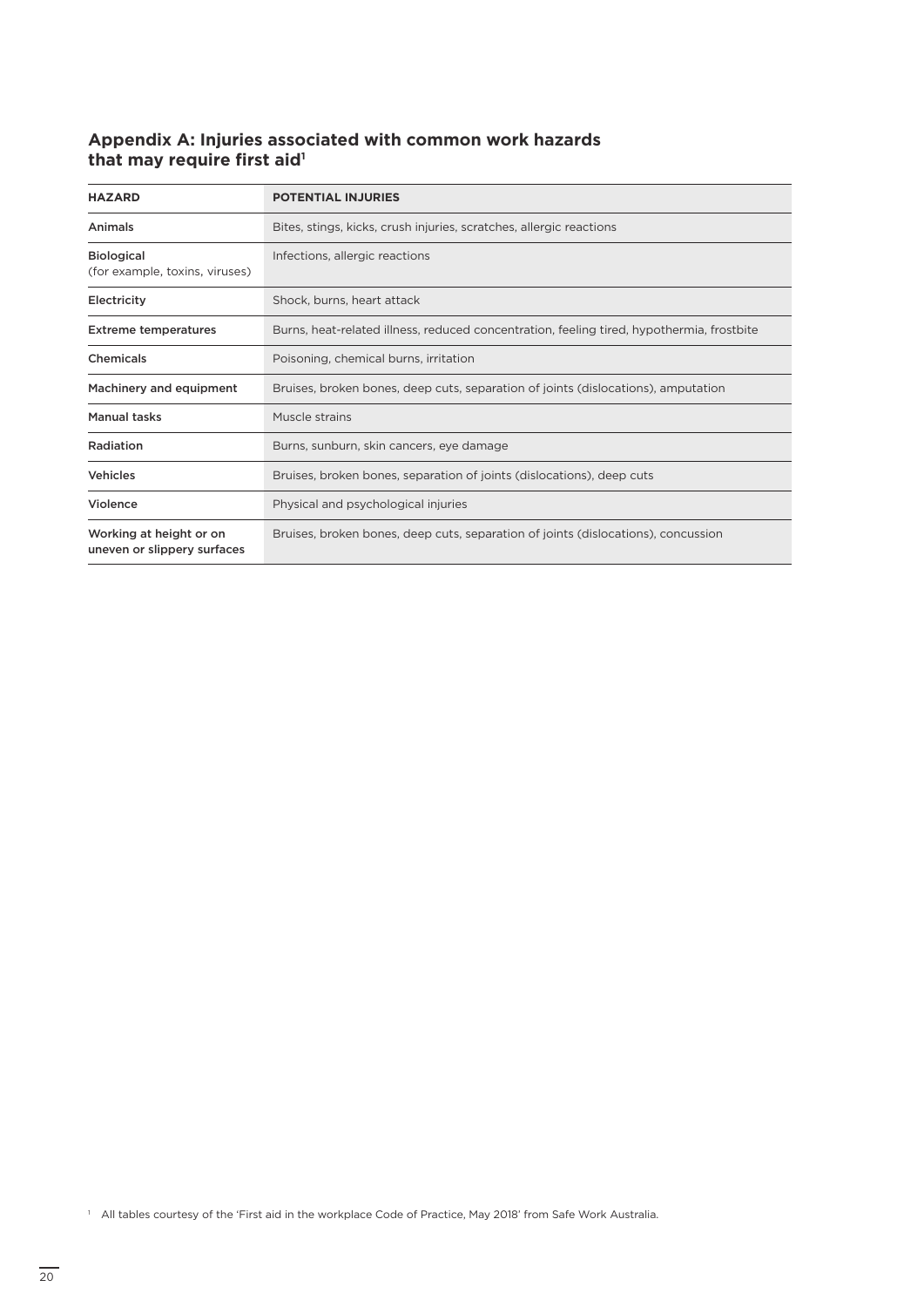## Appendix A: Injuries associated with common work hazards that may require first aid[1]

| HAZARD | POTENTIAL INJURIES |
| --- | --- |
| Animals | Bites, stings, kicks, crush injuries, scratches, allergic reactions |
| Biological (for example, toxins, viruses) | Infections, allergic reactions |
| Electricity | Shock, burns, heart attack |
| Extreme temperatures | Burns, heat-related illness, reduced concentration, feeling tired, hypothermia, frostbite |
| Chemicals | Poisoning, chemical burns, irritation |
| Machinery and equipment | Bruises, broken bones, deep cuts, separation of joints (dislocations), amputation |
| Manual tasks | Muscle strains |
| Radiation | Burns, sunburn, skin cancers, eye damage |
| Vehicles | Bruises, broken bones, separation of joints (dislocations), deep cuts |
| Violence | Physical and psychological injuries |
| Working at height or on uneven or slippery surfaces | Bruises, broken bones, deep cuts, separation of joints (dislocations), concussion |

[1] All tables courtesy of the 'First aid in the workplace Code of Practice, May 2018' from Safe Work Australia.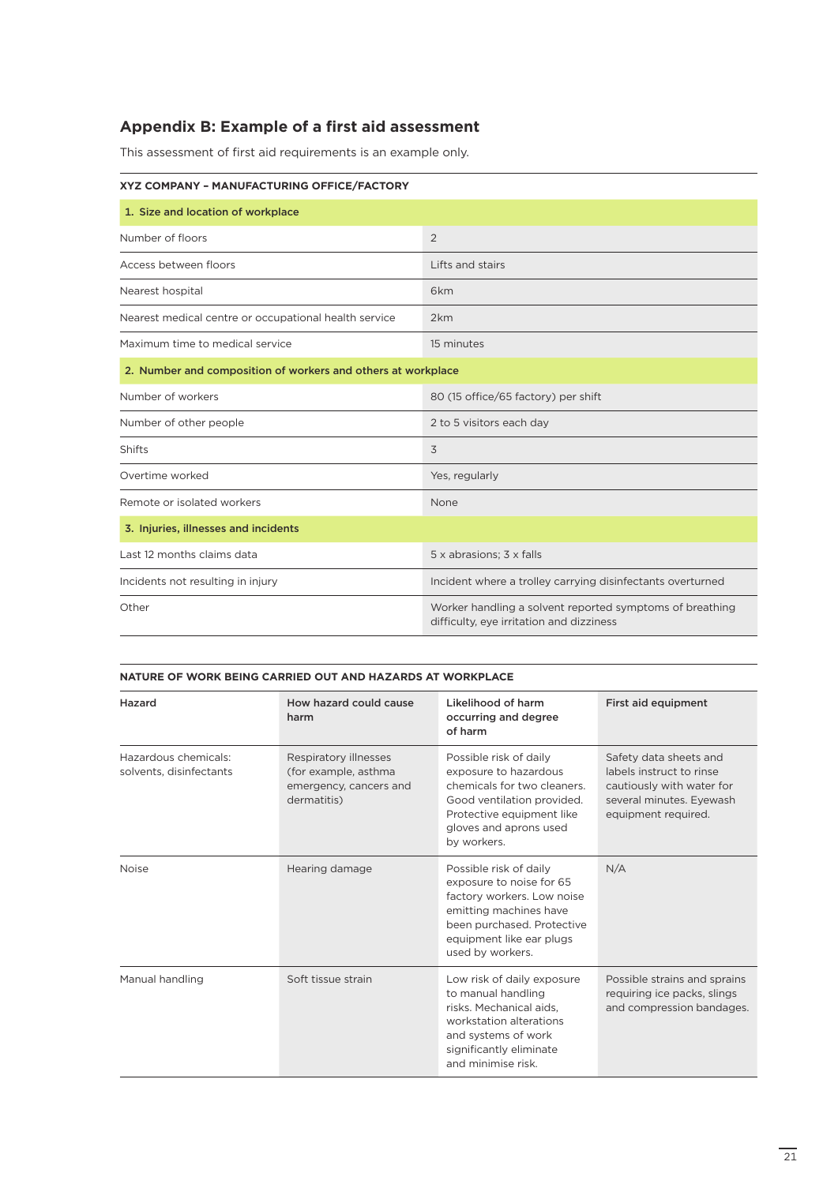## Appendix B: Example of a first aid assessment

This assessment of first aid requirements is an example only.

| XYZ COMPANY – MANUFACTURING OFFICE/FACTORY | |
|---|---|
| **1. Size and location of workplace** | |
| Number of floors | 2 |
| Access between floors | Lifts and stairs |
| Nearest hospital | 6km |
| Nearest medical centre or occupational health service | 2km |
| Maximum time to medical service | 15 minutes |
| **2. Number and composition of workers and others at workplace** | |
| Number of workers | 80 (15 office/65 factory) per shift |
| Number of other people | 2 to 5 visitors each day |
| Shifts | 3 |
| Overtime worked | Yes, regularly |
| Remote or isolated workers | None |
| **3. Injuries, illnesses and incidents** | |
| Last 12 months claims data | 5 x abrasions; 3 x falls |
| Incidents not resulting in injury | Incident where a trolley carrying disinfectants overturned |
| Other | Worker handling a solvent reported symptoms of breathing difficulty, eye irritation and dizziness |

**NATURE OF WORK BEING CARRIED OUT AND HAZARDS AT WORKPLACE**

| Hazard | How hazard could cause harm | Likelihood of harm occurring and degree of harm | First aid equipment |
|---|---|---|---|
| Hazardous chemicals: solvents, disinfectants | Respiratory illnesses (for example, asthma emergency, cancers and dermatitis) | Possible risk of daily exposure to hazardous chemicals for two cleaners. Good ventilation provided. Protective equipment like gloves and aprons used by workers. | Safety data sheets and labels instruct to rinse cautiously with water for several minutes. Eyewash equipment required. |
| Noise | Hearing damage | Possible risk of daily exposure to noise for 65 factory workers. Low noise emitting machines have been purchased. Protective equipment like ear plugs used by workers. | N/A |
| Manual handling | Soft tissue strain | Low risk of daily exposure to manual handling risks. Mechanical aids, workstation alterations and systems of work significantly eliminate and minimise risk. | Possible strains and sprains requiring ice packs, slings and compression bandages. |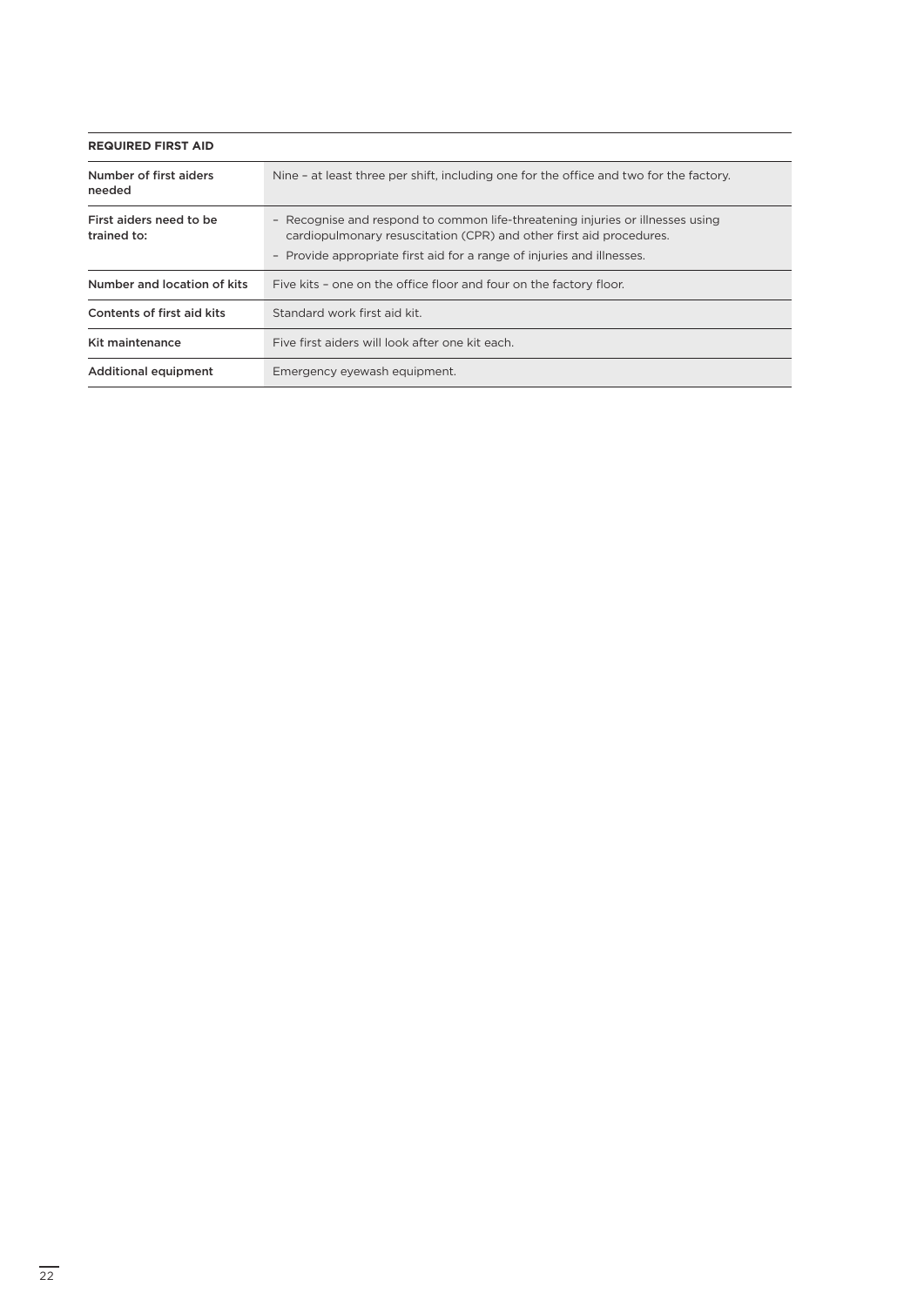| REQUIRED FIRST AID | |
|---|---|
| Number of first aiders needed | Nine – at least three per shift, including one for the office and two for the factory. |
| First aiders need to be trained to: | – Recognise and respond to common life-threatening injuries or illnesses using cardiopulmonary resuscitation (CPR) and other first aid procedures.<br>– Provide appropriate first aid for a range of injuries and illnesses. |
| Number and location of kits | Five kits – one on the office floor and four on the factory floor. |
| Contents of first aid kits | Standard work first aid kit. |
| Kit maintenance | Five first aiders will look after one kit each. |
| Additional equipment | Emergency eyewash equipment. |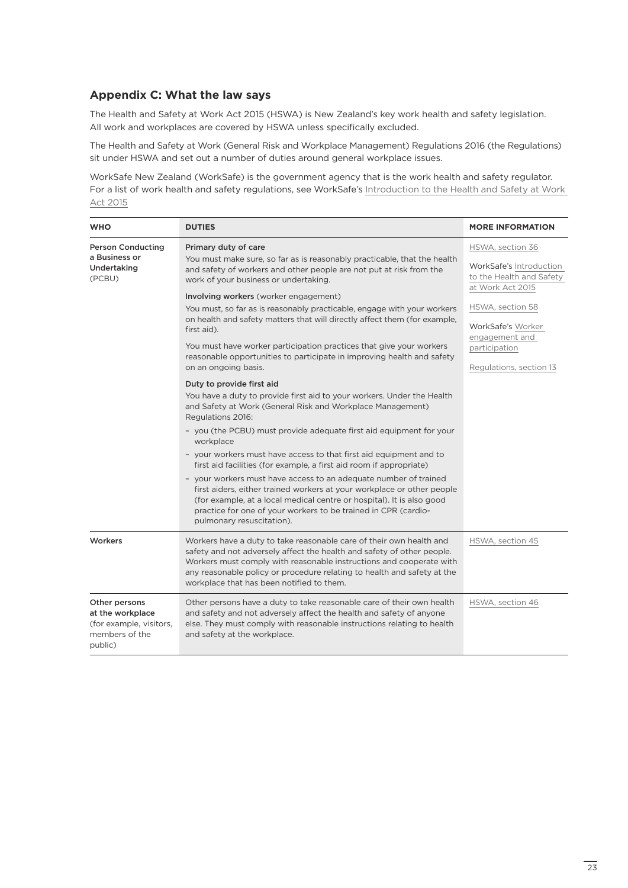## Appendix C: What the law says

The Health and Safety at Work Act 2015 (HSWA) is New Zealand's key work health and safety legislation. All work and workplaces are covered by HSWA unless specifically excluded.

The Health and Safety at Work (General Risk and Workplace Management) Regulations 2016 (the Regulations) sit under HSWA and set out a number of duties around general workplace issues.

WorkSafe New Zealand (WorkSafe) is the government agency that is the work health and safety regulator. For a list of work health and safety regulations, see WorkSafe's Introduction to the Health and Safety at Work Act 2015

| WHO | DUTIES | MORE INFORMATION |
|---|---|---|
| **Person Conducting a Business or Undertaking** (PCBU) | **Primary duty of care**<br>You must make sure, so far as is reasonably practicable, that the health and safety of workers and other people are not put at risk from the work of your business or undertaking.<br><br>**Involving workers** (worker engagement)<br>You must, so far as is reasonably practicable, engage with your workers on health and safety matters that will directly affect them (for example, first aid).<br><br>You must have worker participation practices that give your workers reasonable opportunities to participate in improving health and safety on an ongoing basis.<br><br>**Duty to provide first aid**<br>You have a duty to provide first aid to your workers. Under the Health and Safety at Work (General Risk and Workplace Management) Regulations 2016:<br>– you (the PCBU) must provide adequate first aid equipment for your workplace<br>– your workers must have access to that first aid equipment and to first aid facilities (for example, a first aid room if appropriate)<br>– your workers must have access to an adequate number of trained first aiders, either trained workers at your workplace or other people (for example, at a local medical centre or hospital). It is also good practice for one of your workers to be trained in CPR (cardio-pulmonary resuscitation). | HSWA, section 36<br><br>WorkSafe's Introduction to the Health and Safety at Work Act 2015<br><br>HSWA, section 58<br><br>WorkSafe's Worker engagement and participation<br><br>Regulations, section 13 |
| **Workers** | Workers have a duty to take reasonable care of their own health and safety and not adversely affect the health and safety of other people. Workers must comply with reasonable instructions and cooperate with any reasonable policy or procedure relating to health and safety at the workplace that has been notified to them. | HSWA, section 45 |
| **Other persons at the workplace** (for example, visitors, members of the public) | Other persons have a duty to take reasonable care of their own health and safety and not adversely affect the health and safety of anyone else. They must comply with reasonable instructions relating to health and safety at the workplace. | HSWA, section 46 |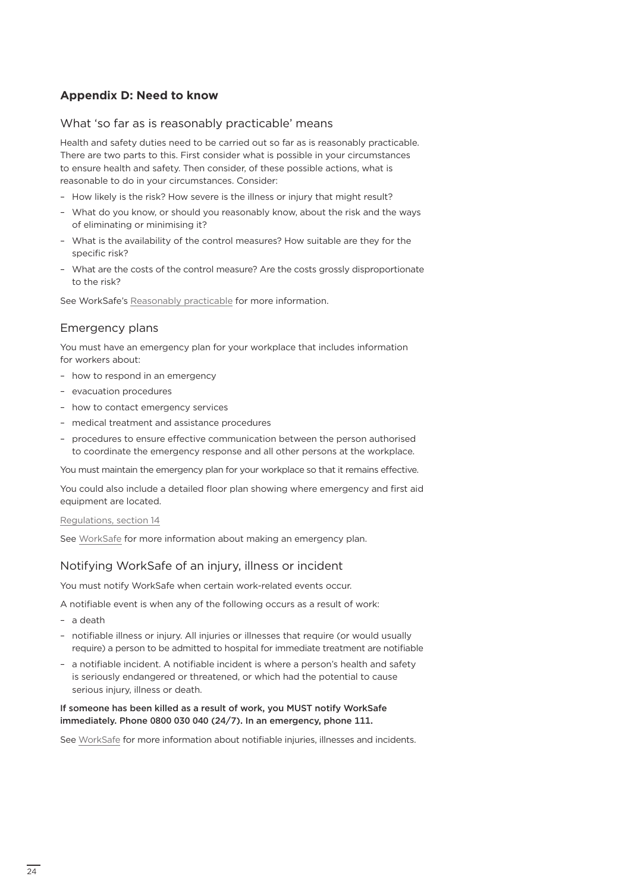## Appendix D: Need to know

### What 'so far as is reasonably practicable' means

Health and safety duties need to be carried out so far as is reasonably practicable. There are two parts to this. First consider what is possible in your circumstances to ensure health and safety. Then consider, of these possible actions, what is reasonable to do in your circumstances. Consider:

- How likely is the risk? How severe is the illness or injury that might result?
- What do you know, or should you reasonably know, about the risk and the ways of eliminating or minimising it?
- What is the availability of the control measures? How suitable are they for the specific risk?
- What are the costs of the control measure? Are the costs grossly disproportionate to the risk?

See WorkSafe's Reasonably practicable for more information.

### Emergency plans

You must have an emergency plan for your workplace that includes information for workers about:

- how to respond in an emergency
- evacuation procedures
- how to contact emergency services
- medical treatment and assistance procedures
- procedures to ensure effective communication between the person authorised to coordinate the emergency response and all other persons at the workplace.

You must maintain the emergency plan for your workplace so that it remains effective.

You could also include a detailed floor plan showing where emergency and first aid equipment are located.

Regulations, section 14

See WorkSafe for more information about making an emergency plan.

### Notifying WorkSafe of an injury, illness or incident

You must notify WorkSafe when certain work-related events occur.

A notifiable event is when any of the following occurs as a result of work:

- a death
- notifiable illness or injury. All injuries or illnesses that require (or would usually require) a person to be admitted to hospital for immediate treatment are notifiable
- a notifiable incident. A notifiable incident is where a person's health and safety is seriously endangered or threatened, or which had the potential to cause serious injury, illness or death.

**If someone has been killed as a result of work, you MUST notify WorkSafe immediately. Phone 0800 030 040 (24/7). In an emergency, phone 111.**

See WorkSafe for more information about notifiable injuries, illnesses and incidents.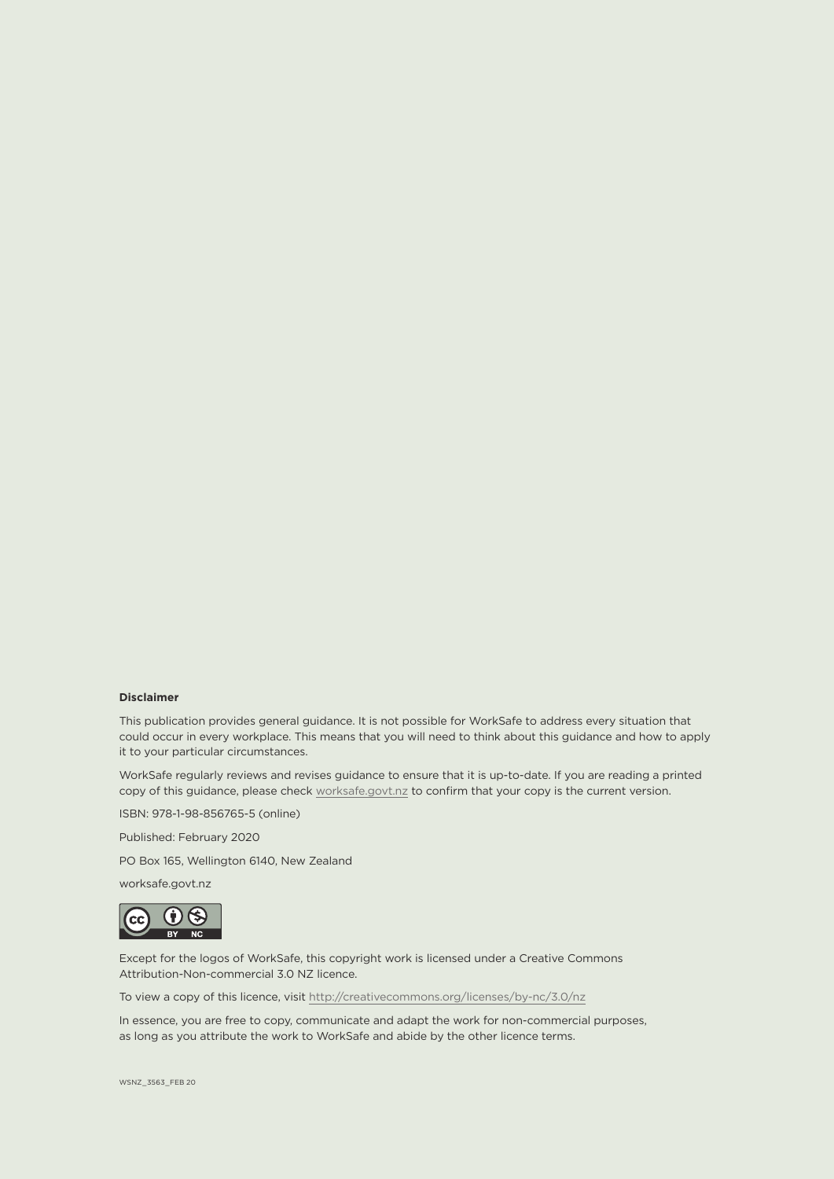**Disclaimer**

This publication provides general guidance. It is not possible for WorkSafe to address every situation that could occur in every workplace. This means that you will need to think about this guidance and how to apply it to your particular circumstances.

WorkSafe regularly reviews and revises guidance to ensure that it is up-to-date. If you are reading a printed copy of this guidance, please check worksafe.govt.nz to confirm that your copy is the current version.

ISBN: 978-1-98-856765-5 (online)

Published: February 2020

PO Box 165, Wellington 6140, New Zealand

worksafe.govt.nz

Except for the logos of WorkSafe, this copyright work is licensed under a Creative Commons Attribution-Non-commercial 3.0 NZ licence.

To view a copy of this licence, visit http://creativecommons.org/licenses/by-nc/3.0/nz

In essence, you are free to copy, communicate and adapt the work for non-commercial purposes, as long as you attribute the work to WorkSafe and abide by the other licence terms.

WSNZ_3563_FEB 20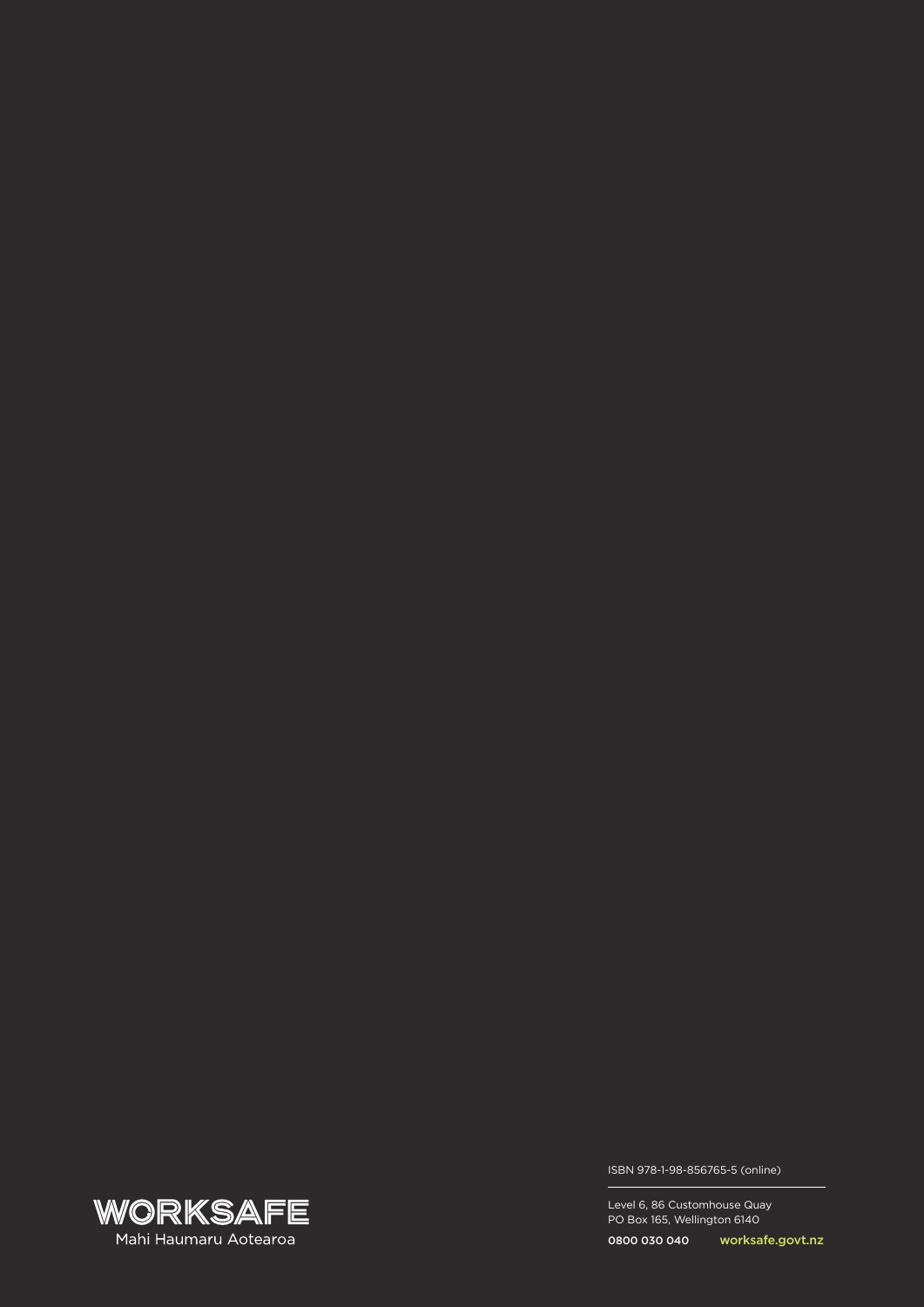WORKSAFE

Mahi Haumaru Aotearoa

ISBN 978-1-98-856765-5 (online)

Level 6, 86 Customhouse Quay
PO Box 165, Wellington 6140

0800 030 040 worksafe.govt.nz